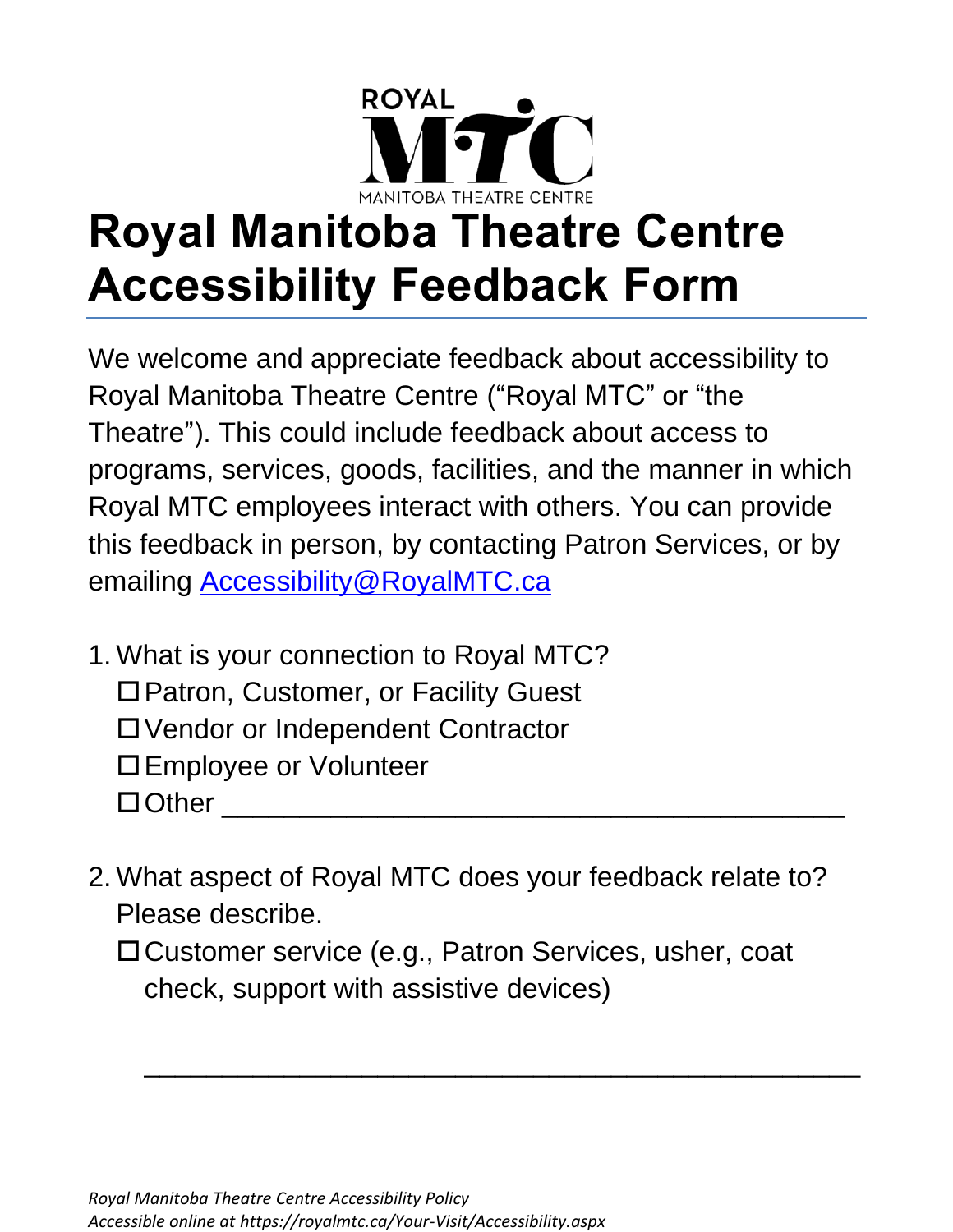# Royal Manitoba Theatre Centre Accessibility Feedback Form

We welcome and appreciate feedback about accessibility to Royal Manitoba Theatre Centre ("Royal MTC" or "the Theatre"). This could include feedback about access to programs, services, goods, facilities, and the manner in which Royal MTC employees interact with others. You can provide this feedback in person, by contacting Patron Services, or by emailing [Accessibility@RoyalMTC.ca](mailto:Accessibility@RoyalMTC.ca)

1. What is your connection to Royal MTC?
   - ☐ Patron, Customer, or Facility Guest
   - ☐ Vendor or Independent Contractor
   - ☐ Employee or Volunteer
   - ☐ Other ______________________________________

2. What aspect of Royal MTC does your feedback relate to? Please describe.
   - ☐ Customer service (e.g., Patron Services, usher, coat check, support with assistive devices)

     ______________________________________________

*Royal Manitoba Theatre Centre Accessibility Policy*
*Accessible online at https://royalmtc.ca/Your-Visit/Accessibility.aspx*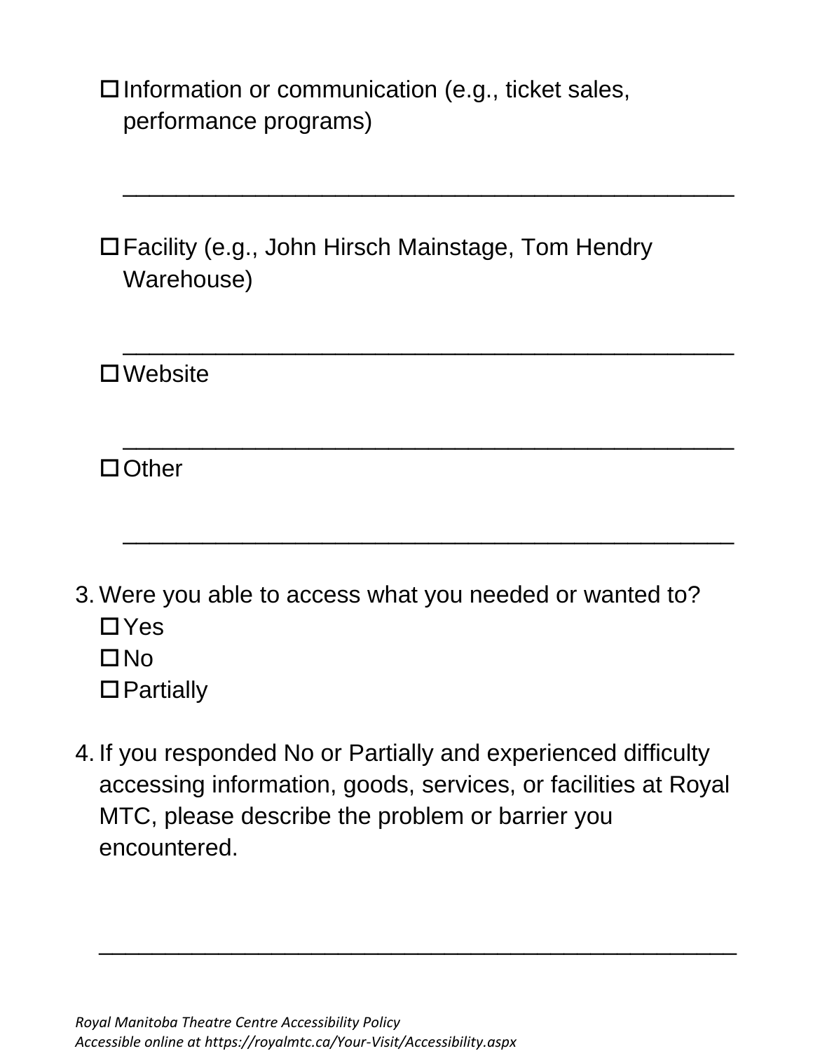- ☐ Information or communication (e.g., ticket sales, performance programs)

  ______________________________________________

- ☐ Facility (e.g., John Hirsch Mainstage, Tom Hendry Warehouse)

  ______________________________________________

- ☐ Website

  ______________________________________________

- ☐ Other

  ______________________________________________

3. Were you able to access what you needed or wanted to?
   - ☐ Yes
   - ☐ No
   - ☐ Partially

4. If you responded No or Partially and experienced difficulty accessing information, goods, services, or facilities at Royal MTC, please describe the problem or barrier you encountered.

   ______________________________________________

*Royal Manitoba Theatre Centre Accessibility Policy*
*Accessible online at https://royalmtc.ca/Your-Visit/Accessibility.aspx*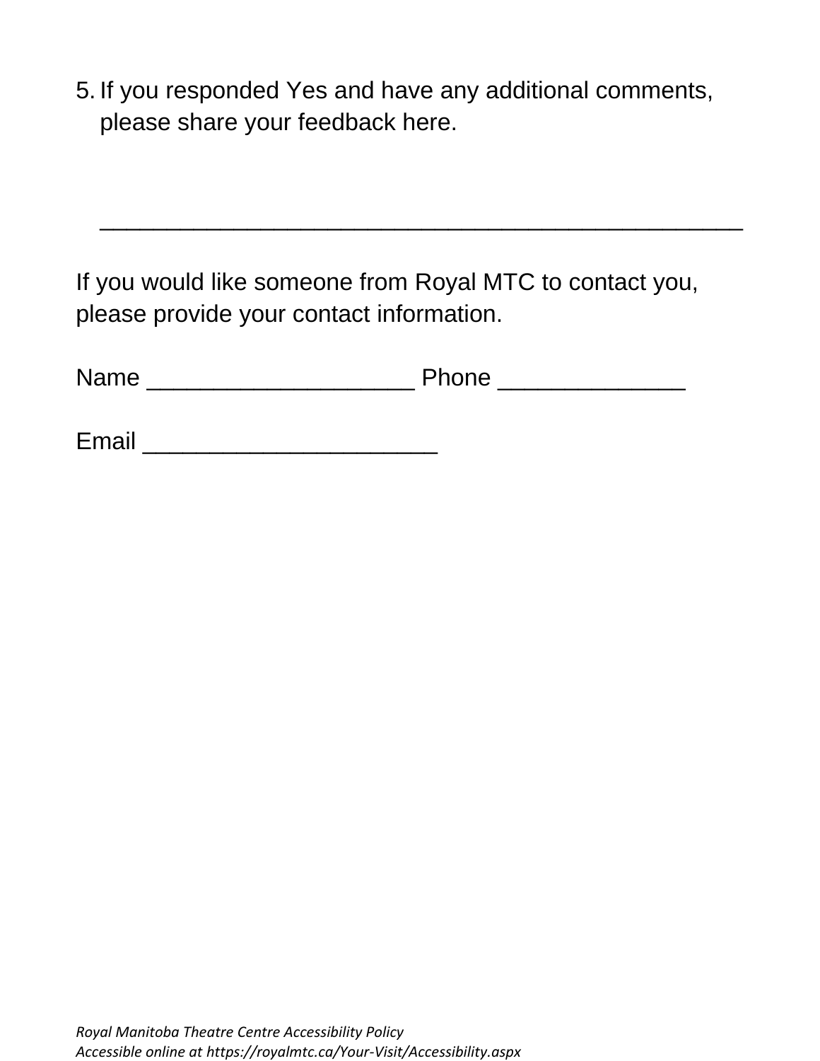5. If you responded Yes and have any additional comments, please share your feedback here.

   ______________________________________________

If you would like someone from Royal MTC to contact you, please provide your contact information.

Name ___________________ Phone _____________

Email _____________________

*Royal Manitoba Theatre Centre Accessibility Policy*
*Accessible online at https://royalmtc.ca/Your-Visit/Accessibility.aspx*